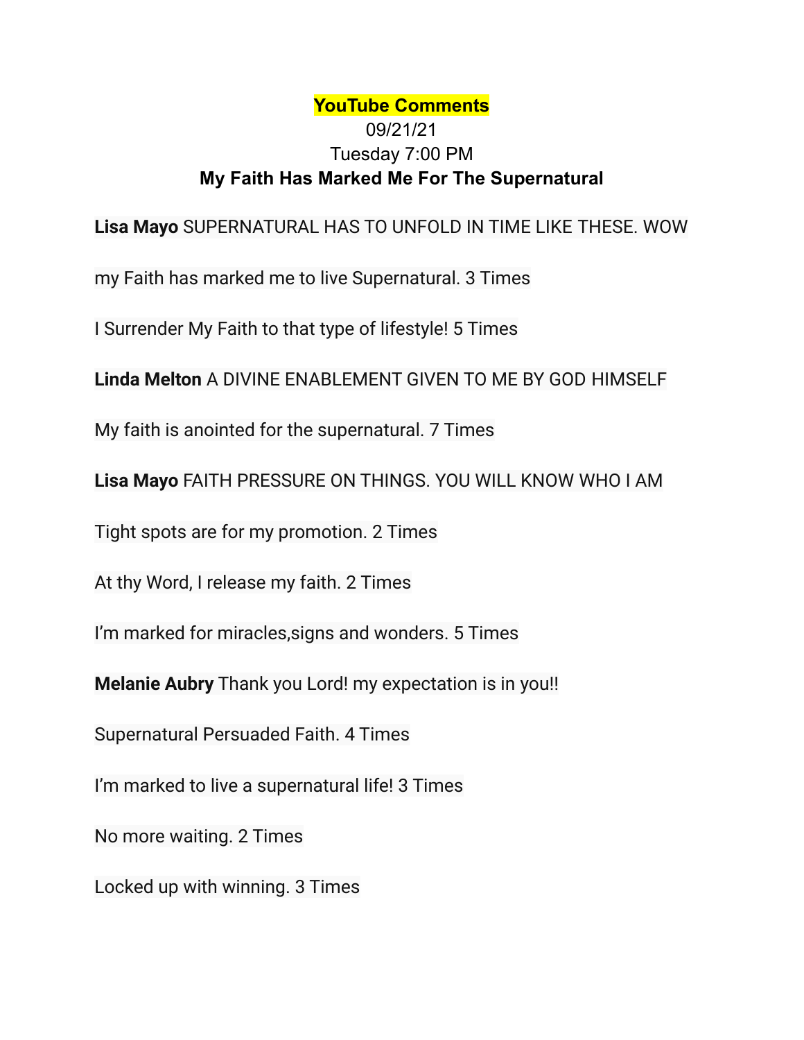**YouTube Comments**

09/21/21

Tuesday 7:00 PM

**My Faith Has Marked Me For The Supernatural**

**Lisa Mayo** SUPERNATURAL HAS TO UNFOLD IN TIME LIKE THESE. WOW

my Faith has marked me to live Supernatural. 3 Times

I Surrender My Faith to that type of lifestyle! 5 Times

**Linda Melton** A DIVINE ENABLEMENT GIVEN TO ME BY GOD HIMSELF

My faith is anointed for the supernatural. 7 Times

**Lisa Mayo** FAITH PRESSURE ON THINGS. YOU WILL KNOW WHO I AM

Tight spots are for my promotion. 2 Times

At thy Word, I release my faith. 2 Times

I'm marked for miracles,signs and wonders. 5 Times

**Melanie Aubry** Thank you Lord! my expectation is in you!!

Supernatural Persuaded Faith. 4 Times

I'm marked to live a supernatural life! 3 Times

No more waiting. 2 Times

Locked up with winning. 3 Times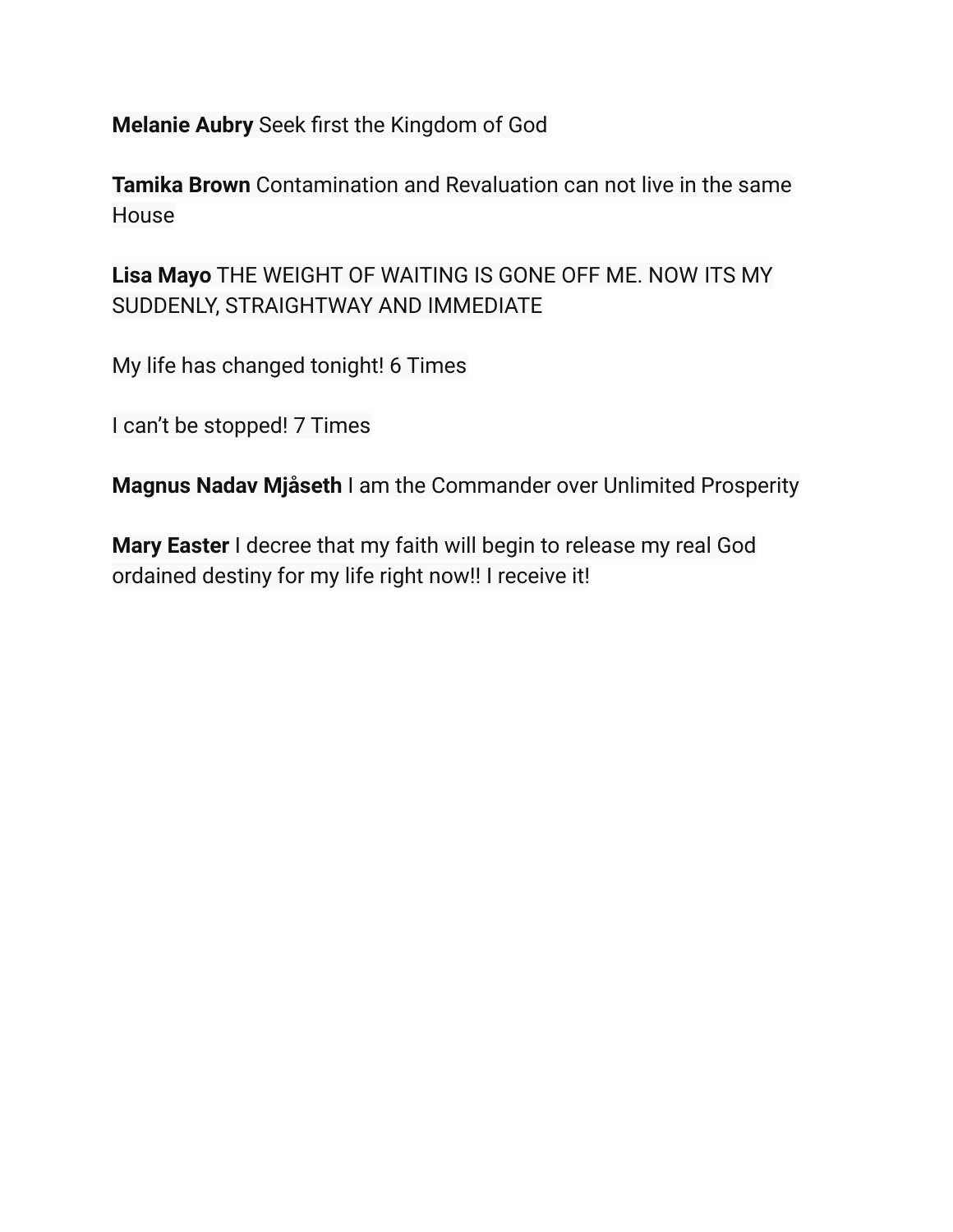**Melanie Aubry** Seek first the Kingdom of God

**Tamika Brown** Contamination and Revaluation can not live in the same House

**Lisa Mayo** THE WEIGHT OF WAITING IS GONE OFF ME. NOW ITS MY SUDDENLY, STRAIGHTWAY AND IMMEDIATE

My life has changed tonight! 6 Times

I can't be stopped! 7 Times

**Magnus Nadav Mjåseth** I am the Commander over Unlimited Prosperity

**Mary Easter** I decree that my faith will begin to release my real God ordained destiny for my life right now!! I receive it!